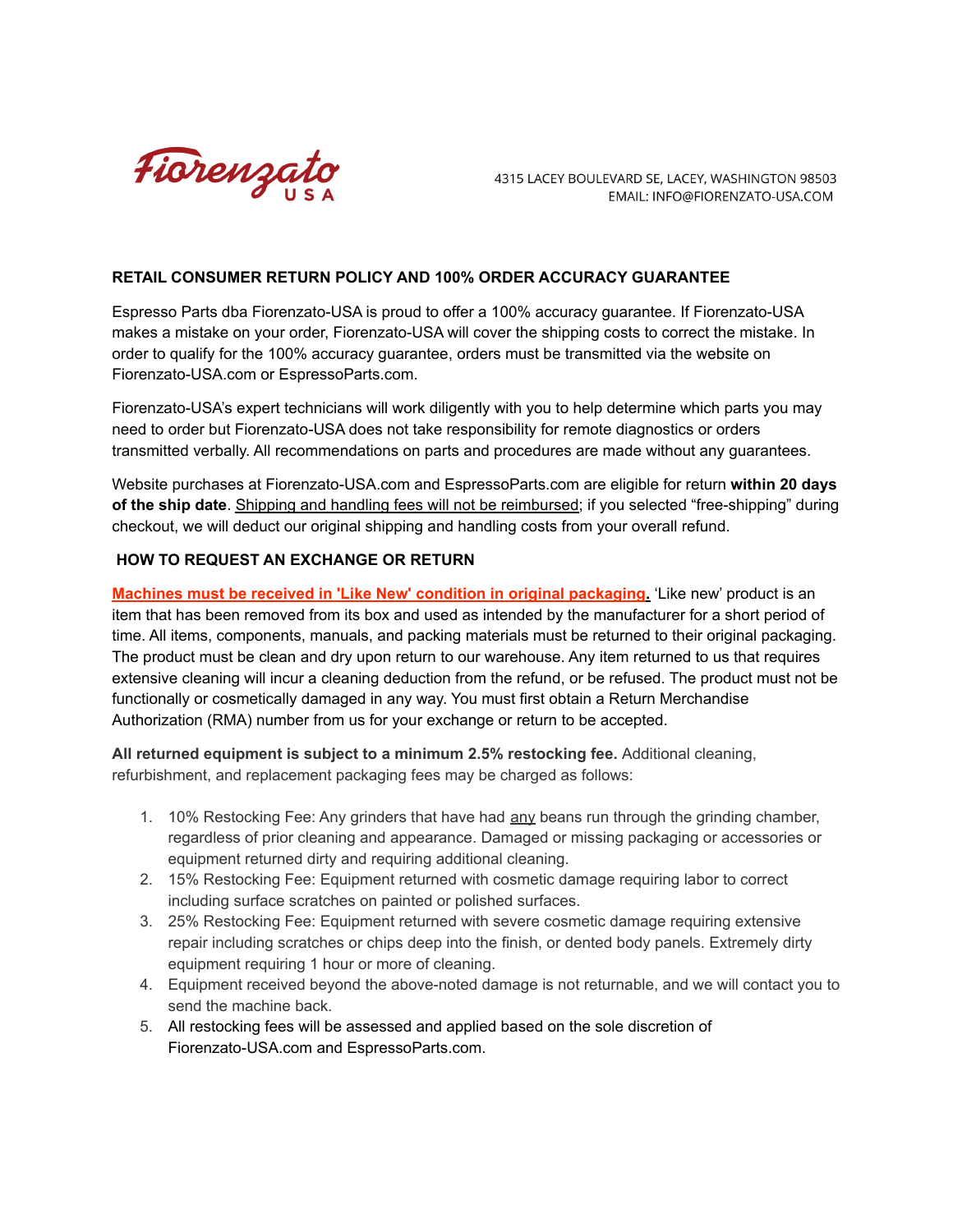Fiorenzato USA

4315 LACEY BOULEVARD SE, LACEY, WASHINGTON 98503
EMAIL: INFO@FIORENZATO-USA.COM

**RETAIL CONSUMER RETURN POLICY AND 100% ORDER ACCURACY GUARANTEE**

Espresso Parts dba Fiorenzato-USA is proud to offer a 100% accuracy guarantee. If Fiorenzato-USA makes a mistake on your order, Fiorenzato-USA will cover the shipping costs to correct the mistake. In order to qualify for the 100% accuracy guarantee, orders must be transmitted via the website on Fiorenzato-USA.com or EspressoParts.com.

Fiorenzato-USA's expert technicians will work diligently with you to help determine which parts you may need to order but Fiorenzato-USA does not take responsibility for remote diagnostics or orders transmitted verbally. All recommendations on parts and procedures are made without any guarantees.

Website purchases at Fiorenzato-USA.com and EspressoParts.com are eligible for return **within 20 days of the ship date**. Shipping and handling fees will not be reimbursed; if you selected "free-shipping" during checkout, we will deduct our original shipping and handling costs from your overall refund.

**HOW TO REQUEST AN EXCHANGE OR RETURN**

**Machines must be received in 'Like New' condition in original packaging.** 'Like new' product is an item that has been removed from its box and used as intended by the manufacturer for a short period of time. All items, components, manuals, and packing materials must be returned to their original packaging. The product must be clean and dry upon return to our warehouse. Any item returned to us that requires extensive cleaning will incur a cleaning deduction from the refund, or be refused. The product must not be functionally or cosmetically damaged in any way. You must first obtain a Return Merchandise Authorization (RMA) number from us for your exchange or return to be accepted.

**All returned equipment is subject to a minimum 2.5% restocking fee.** Additional cleaning, refurbishment, and replacement packaging fees may be charged as follows:

1. 10% Restocking Fee: Any grinders that have had any beans run through the grinding chamber, regardless of prior cleaning and appearance. Damaged or missing packaging or accessories or equipment returned dirty and requiring additional cleaning.
2. 15% Restocking Fee: Equipment returned with cosmetic damage requiring labor to correct including surface scratches on painted or polished surfaces.
3. 25% Restocking Fee: Equipment returned with severe cosmetic damage requiring extensive repair including scratches or chips deep into the finish, or dented body panels. Extremely dirty equipment requiring 1 hour or more of cleaning.
4. Equipment received beyond the above-noted damage is not returnable, and we will contact you to send the machine back.
5. All restocking fees will be assessed and applied based on the sole discretion of Fiorenzato-USA.com and EspressoParts.com.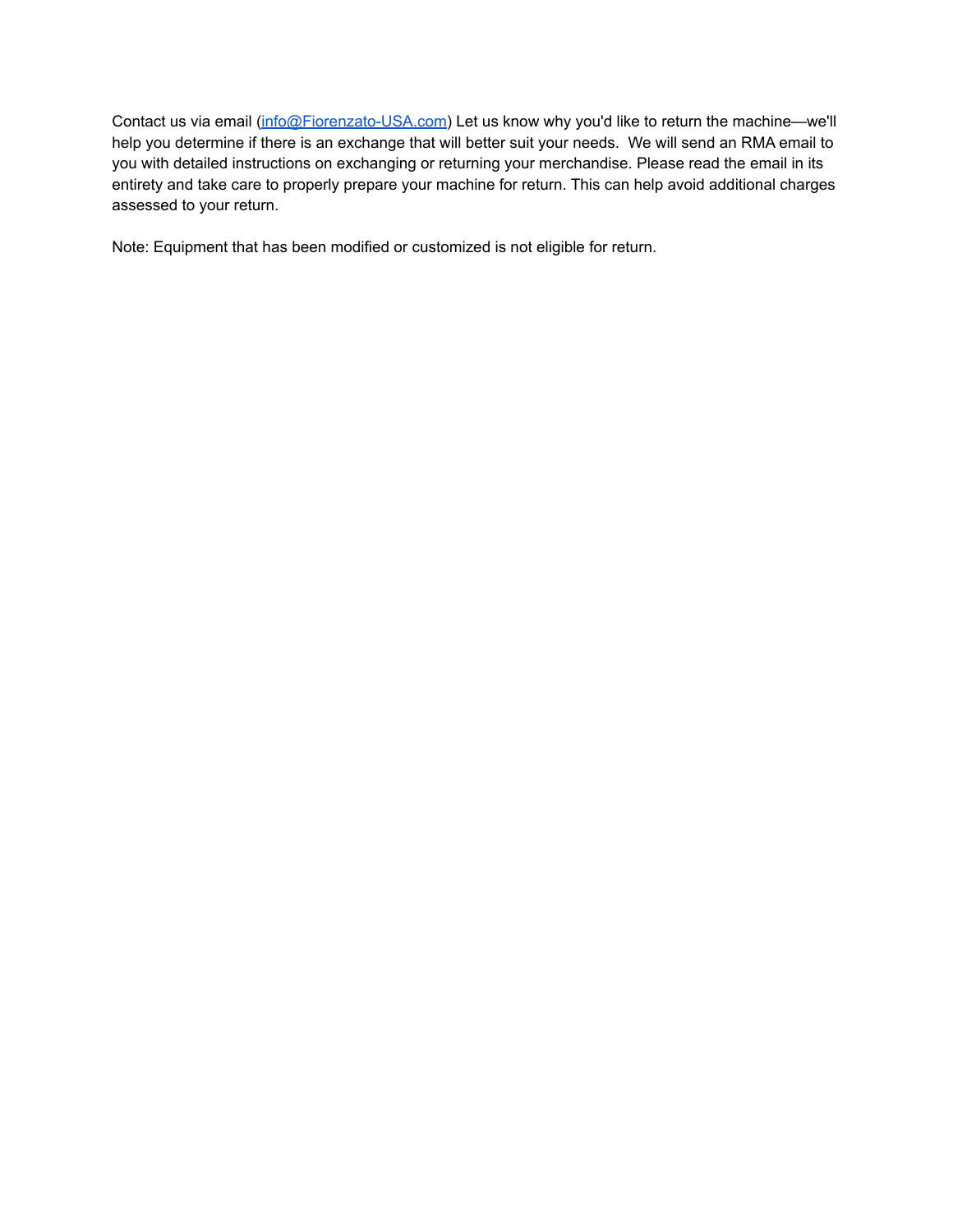Contact us via email ([info@Fiorenzato-USA.com](mailto:info@Fiorenzato-USA.com)) Let us know why you'd like to return the machine—we'll help you determine if there is an exchange that will better suit your needs.  We will send an RMA email to you with detailed instructions on exchanging or returning your merchandise. Please read the email in its entirety and take care to properly prepare your machine for return. This can help avoid additional charges assessed to your return.

Note: Equipment that has been modified or customized is not eligible for return.